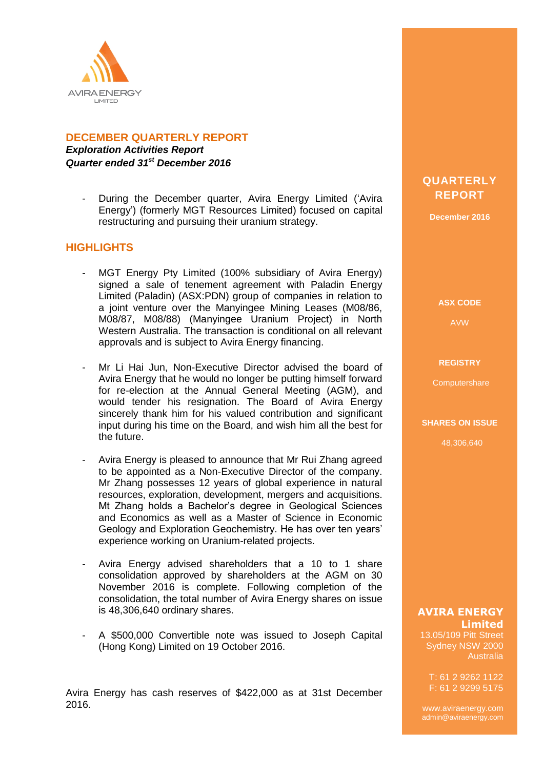AVIRA ENERGY
LIMITED

## DECEMBER QUARTERLY REPORT

***Exploration Activities Report***

***Quarter ended 31st December 2016***

- During the December quarter, Avira Energy Limited ('Avira Energy') (formerly MGT Resources Limited) focused on capital restructuring and pursuing their uranium strategy.

## HIGHLIGHTS

- MGT Energy Pty Limited (100% subsidiary of Avira Energy) signed a sale of tenement agreement with Paladin Energy Limited (Paladin) (ASX:PDN) group of companies in relation to a joint venture over the Manyingee Mining Leases (M08/86, M08/87, M08/88) (Manyingee Uranium Project) in North Western Australia. The transaction is conditional on all relevant approvals and is subject to Avira Energy financing.

- Mr Li Hai Jun, Non-Executive Director advised the board of Avira Energy that he would no longer be putting himself forward for re-election at the Annual General Meeting (AGM), and would tender his resignation. The Board of Avira Energy sincerely thank him for his valued contribution and significant input during his time on the Board, and wish him all the best for the future.

- Avira Energy is pleased to announce that Mr Rui Zhang agreed to be appointed as a Non-Executive Director of the company. Mr Zhang possesses 12 years of global experience in natural resources, exploration, development, mergers and acquisitions. Mt Zhang holds a Bachelor's degree in Geological Sciences and Economics as well as a Master of Science in Economic Geology and Exploration Geochemistry. He has over ten years' experience working on Uranium-related projects.

- Avira Energy advised shareholders that a 10 to 1 share consolidation approved by shareholders at the AGM on 30 November 2016 is complete. Following completion of the consolidation, the total number of Avira Energy shares on issue is 48,306,640 ordinary shares.

- A $500,000 Convertible note was issued to Joseph Capital (Hong Kong) Limited on 19 October 2016.

Avira Energy has cash reserves of $422,000 as at 31st December 2016.

**QUARTERLY REPORT**

**December 2016**

**ASX CODE**

AVW

**REGISTRY**

Computershare

**SHARES ON ISSUE**

48,306,640

**AVIRA ENERGY Limited**

13.05/109 Pitt Street
Sydney NSW 2000
Australia

T: 61 2 9262 1122
F: 61 2 9299 5175

www.aviraenergy.com
admin@aviraenergy.com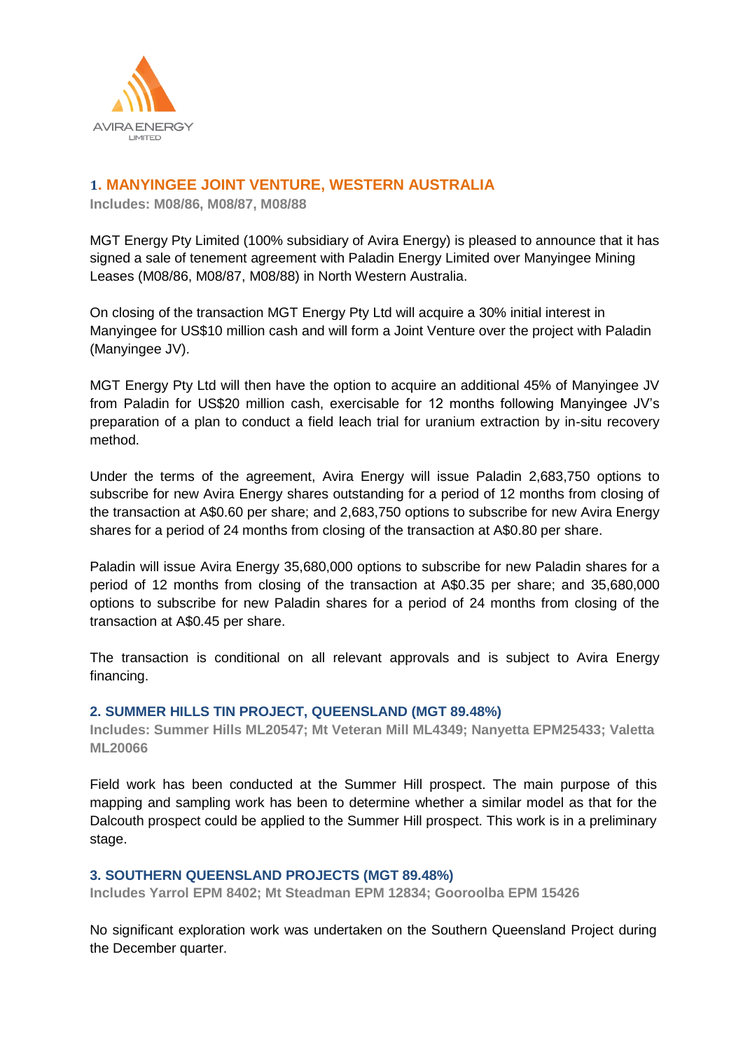## 1. MANYINGEE JOINT VENTURE, WESTERN AUSTRALIA

**Includes: M08/86, M08/87, M08/88**

MGT Energy Pty Limited (100% subsidiary of Avira Energy) is pleased to announce that it has signed a sale of tenement agreement with Paladin Energy Limited over Manyingee Mining Leases (M08/86, M08/87, M08/88) in North Western Australia.

On closing of the transaction MGT Energy Pty Ltd will acquire a 30% initial interest in Manyingee for US$10 million cash and will form a Joint Venture over the project with Paladin (Manyingee JV).

MGT Energy Pty Ltd will then have the option to acquire an additional 45% of Manyingee JV from Paladin for US$20 million cash, exercisable for 12 months following Manyingee JV's preparation of a plan to conduct a field leach trial for uranium extraction by in-situ recovery method.

Under the terms of the agreement, Avira Energy will issue Paladin 2,683,750 options to subscribe for new Avira Energy shares outstanding for a period of 12 months from closing of the transaction at A$0.60 per share; and 2,683,750 options to subscribe for new Avira Energy shares for a period of 24 months from closing of the transaction at A$0.80 per share.

Paladin will issue Avira Energy 35,680,000 options to subscribe for new Paladin shares for a period of 12 months from closing of the transaction at A$0.35 per share; and 35,680,000 options to subscribe for new Paladin shares for a period of 24 months from closing of the transaction at A$0.45 per share.

The transaction is conditional on all relevant approvals and is subject to Avira Energy financing.

## 2. SUMMER HILLS TIN PROJECT, QUEENSLAND (MGT 89.48%)

**Includes: Summer Hills ML20547; Mt Veteran Mill ML4349; Nanyetta EPM25433; Valetta ML20066**

Field work has been conducted at the Summer Hill prospect. The main purpose of this mapping and sampling work has been to determine whether a similar model as that for the Dalcouth prospect could be applied to the Summer Hill prospect. This work is in a preliminary stage.

## 3. SOUTHERN QUEENSLAND PROJECTS (MGT 89.48%)

**Includes Yarrol EPM 8402; Mt Steadman EPM 12834; Gooroolba EPM 15426**

No significant exploration work was undertaken on the Southern Queensland Project during the December quarter.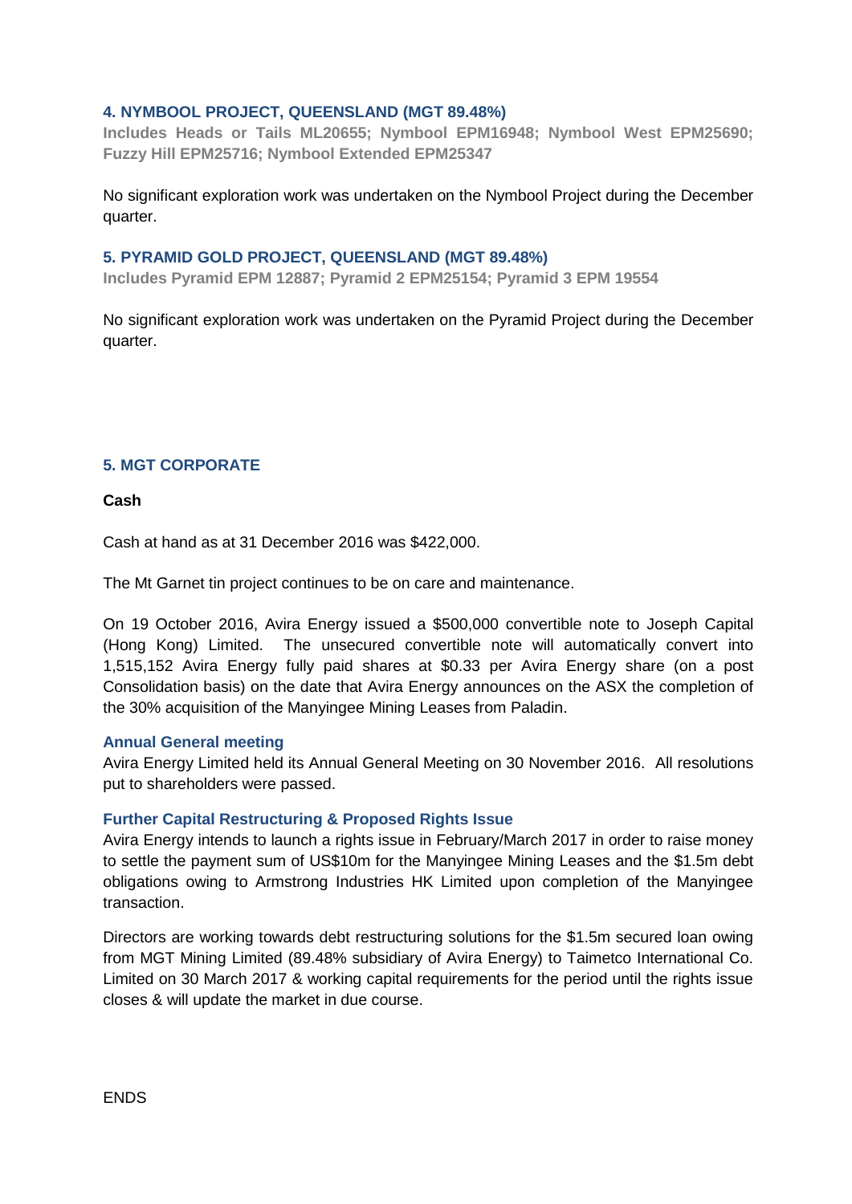## 4. NYMBOOL PROJECT, QUEENSLAND (MGT 89.48%)

**Includes Heads or Tails ML20655; Nymbool EPM16948; Nymbool West EPM25690; Fuzzy Hill EPM25716; Nymbool Extended EPM25347**

No significant exploration work was undertaken on the Nymbool Project during the December quarter.

## 5. PYRAMID GOLD PROJECT, QUEENSLAND (MGT 89.48%)

**Includes Pyramid EPM 12887; Pyramid 2 EPM25154; Pyramid 3 EPM 19554**

No significant exploration work was undertaken on the Pyramid Project during the December quarter.

## 5. MGT CORPORATE

**Cash**

Cash at hand as at 31 December 2016 was $422,000.

The Mt Garnet tin project continues to be on care and maintenance.

On 19 October 2016, Avira Energy issued a $500,000 convertible note to Joseph Capital (Hong Kong) Limited. The unsecured convertible note will automatically convert into 1,515,152 Avira Energy fully paid shares at $0.33 per Avira Energy share (on a post Consolidation basis) on the date that Avira Energy announces on the ASX the completion of the 30% acquisition of the Manyingee Mining Leases from Paladin.

### Annual General meeting

Avira Energy Limited held its Annual General Meeting on 30 November 2016. All resolutions put to shareholders were passed.

### Further Capital Restructuring & Proposed Rights Issue

Avira Energy intends to launch a rights issue in February/March 2017 in order to raise money to settle the payment sum of US$10m for the Manyingee Mining Leases and the $1.5m debt obligations owing to Armstrong Industries HK Limited upon completion of the Manyingee transaction.

Directors are working towards debt restructuring solutions for the $1.5m secured loan owing from MGT Mining Limited (89.48% subsidiary of Avira Energy) to Taimetco International Co. Limited on 30 March 2017 & working capital requirements for the period until the rights issue closes & will update the market in due course.

ENDS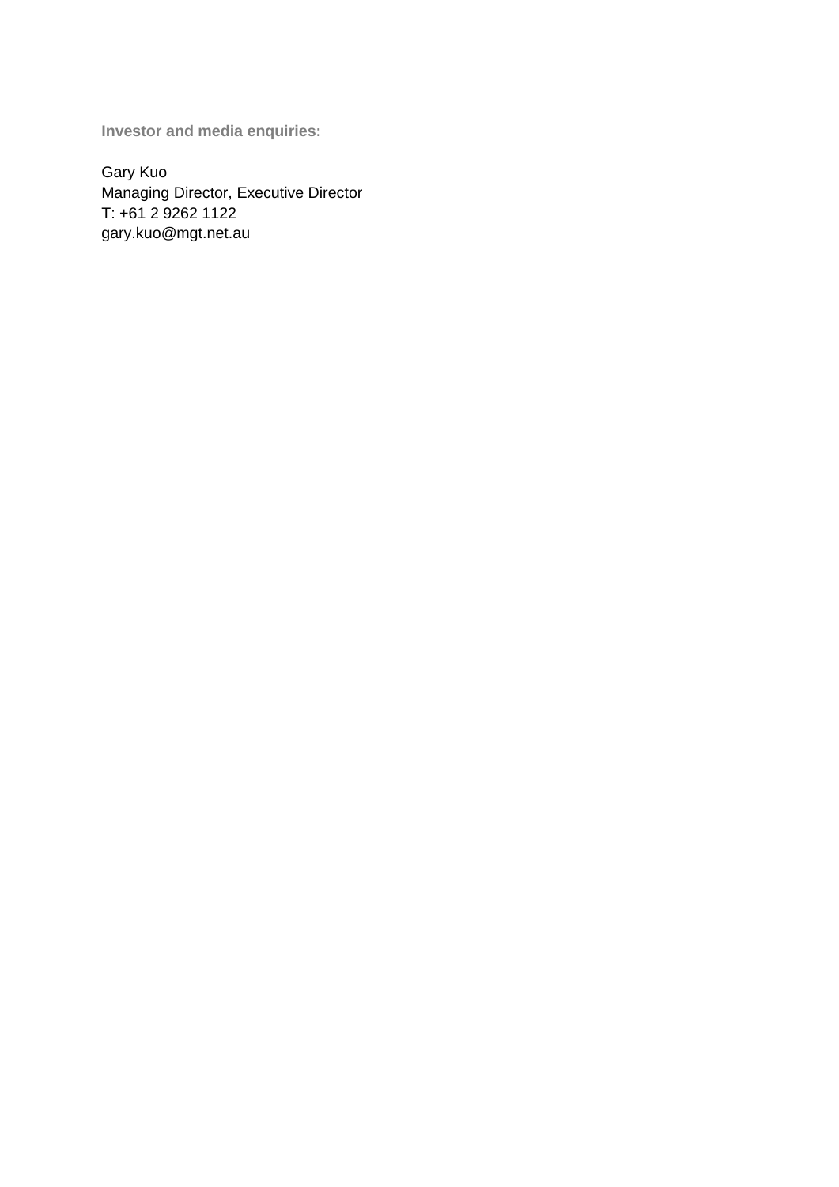**Investor and media enquiries:**

Gary Kuo
Managing Director, Executive Director
T: +61 2 9262 1122
gary.kuo@mgt.net.au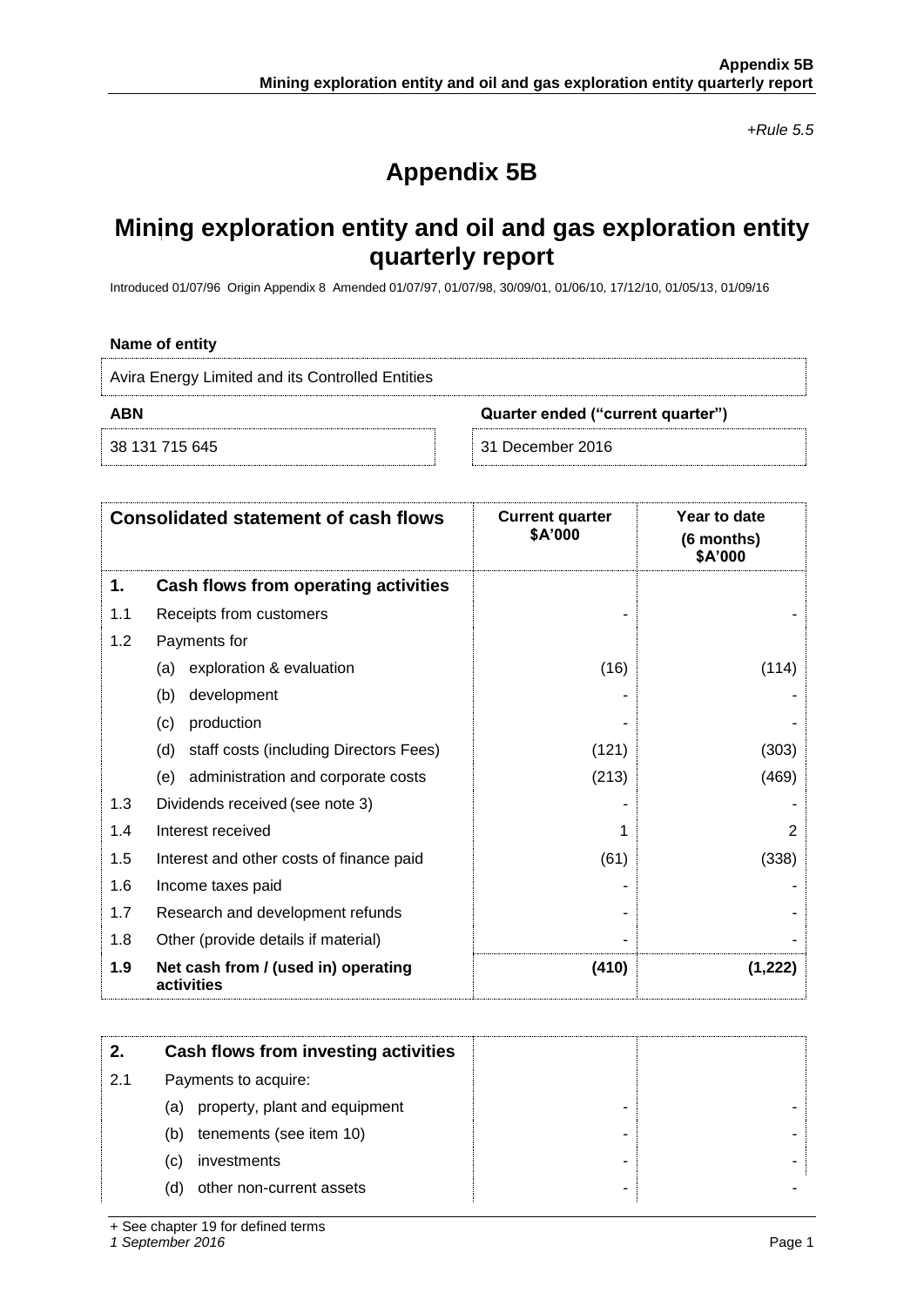*+Rule 5.5*

# Appendix 5B

## Mining exploration entity and oil and gas exploration entity quarterly report

Introduced 01/07/96 Origin Appendix 8 Amended 01/07/97, 01/07/98, 30/09/01, 01/06/10, 17/12/10, 01/05/13, 01/09/16

**Name of entity**

Avira Energy Limited and its Controlled Entities

| **ABN** | **Quarter ended ("current quarter")** |
|---|---|
| 38 131 715 645 | 31 December 2016 |

| | **Consolidated statement of cash flows** | **Current quarter $A'000** | **Year to date (6 months) $A'000** |
|---|---|---|---|
| **1.** | **Cash flows from operating activities** | | |
| 1.1 | Receipts from customers | - | - |
| 1.2 | Payments for | | |
| | (a) exploration & evaluation | (16) | (114) |
| | (b) development | - | - |
| | (c) production | - | - |
| | (d) staff costs (including Directors Fees) | (121) | (303) |
| | (e) administration and corporate costs | (213) | (469) |
| 1.3 | Dividends received (see note 3) | - | - |
| 1.4 | Interest received | 1 | 2 |
| 1.5 | Interest and other costs of finance paid | (61) | (338) |
| 1.6 | Income taxes paid | - | - |
| 1.7 | Research and development refunds | - | - |
| 1.8 | Other (provide details if material) | - | - |
| **1.9** | **Net cash from / (used in) operating activities** | **(410)** | **(1,222)** |

| **2.** | **Cash flows from investing activities** | | |
|---|---|---|---|
| 2.1 | Payments to acquire: | | |
| | (a) property, plant and equipment | - | - |
| | (b) tenements (see item 10) | - | - |
| | (c) investments | - | - |
| | (d) other non-current assets | - | - |

+ See chapter 19 for defined terms

*1 September 2016*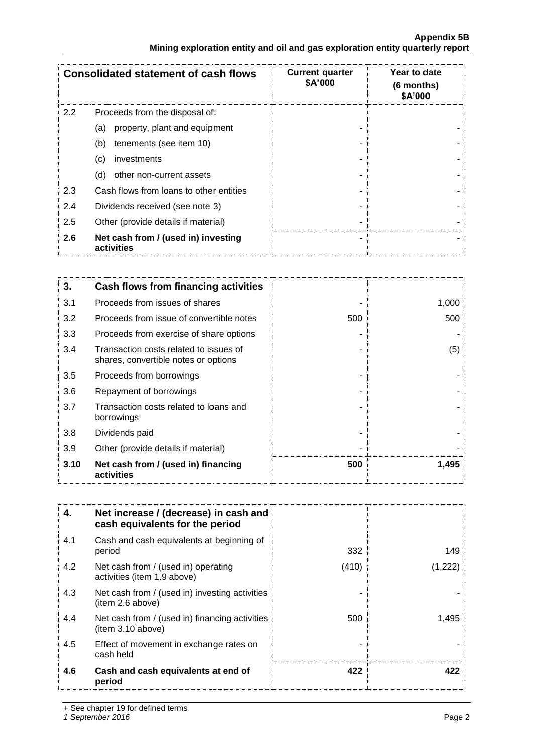| Consolidated statement of cash flows | | Current quarter $A'000 | Year to date (6 months) $A'000 |
|---|---|---|---|
| 2.2 | Proceeds from the disposal of: | | |
| | (a) property, plant and equipment | - | - |
| | (b) tenements (see item 10) | - | - |
| | (c) investments | - | - |
| | (d) other non-current assets | - | - |
| 2.3 | Cash flows from loans to other entities | - | - |
| 2.4 | Dividends received (see note 3) | - | - |
| 2.5 | Other (provide details if material) | - | - |
| **2.6** | **Net cash from / (used in) investing activities** | **-** | **-** |

| 3. | Cash flows from financing activities | | |
|---|---|---|---|
| 3.1 | Proceeds from issues of shares | - | 1,000 |
| 3.2 | Proceeds from issue of convertible notes | 500 | 500 |
| 3.3 | Proceeds from exercise of share options | - | - |
| 3.4 | Transaction costs related to issues of shares, convertible notes or options | - | (5) |
| 3.5 | Proceeds from borrowings | - | - |
| 3.6 | Repayment of borrowings | - | - |
| 3.7 | Transaction costs related to loans and borrowings | - | - |
| 3.8 | Dividends paid | - | - |
| 3.9 | Other (provide details if material) | - | - |
| **3.10** | **Net cash from / (used in) financing activities** | **500** | **1,495** |

| 4. | Net increase / (decrease) in cash and cash equivalents for the period | | |
|---|---|---|---|
| 4.1 | Cash and cash equivalents at beginning of period | 332 | 149 |
| 4.2 | Net cash from / (used in) operating activities (item 1.9 above) | (410) | (1,222) |
| 4.3 | Net cash from / (used in) investing activities (item 2.6 above) | - | - |
| 4.4 | Net cash from / (used in) financing activities (item 3.10 above) | 500 | 1,495 |
| 4.5 | Effect of movement in exchange rates on cash held | - | - |
| **4.6** | **Cash and cash equivalents at end of period** | **422** | **422** |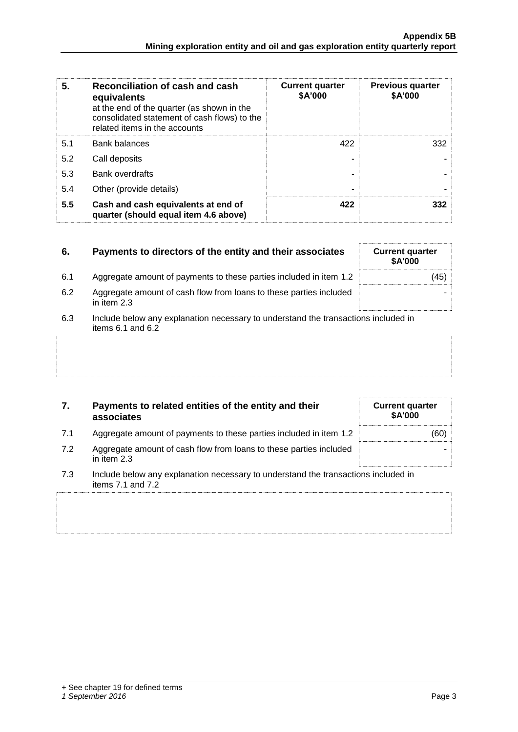| 5. | Reconciliation of cash and cash equivalents at the end of the quarter (as shown in the consolidated statement of cash flows) to the related items in the accounts | Current quarter $A'000 | Previous quarter $A'000 |
|---|---|---|---|
| 5.1 | Bank balances | 422 | 332 |
| 5.2 | Call deposits | - | - |
| 5.3 | Bank overdrafts | - | - |
| 5.4 | Other (provide details) | - | - |
| **5.5** | **Cash and cash equivalents at end of quarter (should equal item 4.6 above)** | **422** | **332** |

| 6. | Payments to directors of the entity and their associates | Current quarter $A'000 |
|---|---|---|
| 6.1 | Aggregate amount of payments to these parties included in item 1.2 | (45) |
| 6.2 | Aggregate amount of cash flow from loans to these parties included in item 2.3 | - |

6.3 Include below any explanation necessary to understand the transactions included in items 6.1 and 6.2

| 7. | Payments to related entities of the entity and their associates | Current quarter $A'000 |
|---|---|---|
| 7.1 | Aggregate amount of payments to these parties included in item 1.2 | (60) |
| 7.2 | Aggregate amount of cash flow from loans to these parties included in item 2.3 | - |

7.3 Include below any explanation necessary to understand the transactions included in items 7.1 and 7.2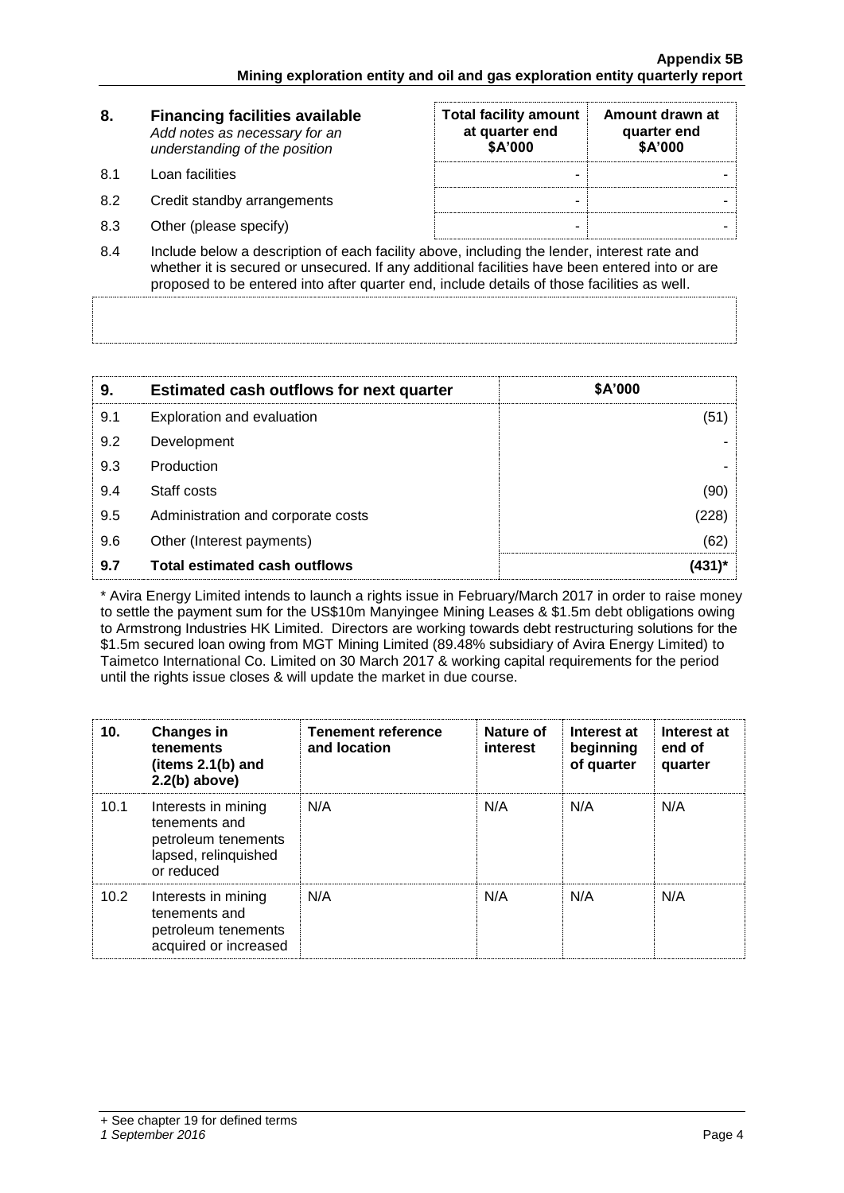| 8. | **Financing facilities available** *Add notes as necessary for an understanding of the position* | **Total facility amount at quarter end $A'000** | **Amount drawn at quarter end $A'000** |
|---|---|---|---|
| 8.1 | Loan facilities | - | - |
| 8.2 | Credit standby arrangements | - | - |
| 8.3 | Other (please specify) | - | - |

8.4 Include below a description of each facility above, including the lender, interest rate and whether it is secured or unsecured. If any additional facilities have been entered into or are proposed to be entered into after quarter end, include details of those facilities as well.

| 9. | **Estimated cash outflows for next quarter** | **$A'000** |
|---|---|---|
| 9.1 | Exploration and evaluation | (51) |
| 9.2 | Development | - |
| 9.3 | Production | - |
| 9.4 | Staff costs | (90) |
| 9.5 | Administration and corporate costs | (228) |
| 9.6 | Other (Interest payments) | (62) |
| **9.7** | **Total estimated cash outflows** | **(431)*** |

* Avira Energy Limited intends to launch a rights issue in February/March 2017 in order to raise money to settle the payment sum for the US$10m Manyingee Mining Leases & $1.5m debt obligations owing to Armstrong Industries HK Limited. Directors are working towards debt restructuring solutions for the $1.5m secured loan owing from MGT Mining Limited (89.48% subsidiary of Avira Energy Limited) to Taimetco International Co. Limited on 30 March 2017 & working capital requirements for the period until the rights issue closes & will update the market in due course.

| 10. | **Changes in tenements (items 2.1(b) and 2.2(b) above)** | **Tenement reference and location** | **Nature of interest** | **Interest at beginning of quarter** | **Interest at end of quarter** |
|---|---|---|---|---|---|
| 10.1 | Interests in mining tenements and petroleum tenements lapsed, relinquished or reduced | N/A | N/A | N/A | N/A |
| 10.2 | Interests in mining tenements and petroleum tenements acquired or increased | N/A | N/A | N/A | N/A |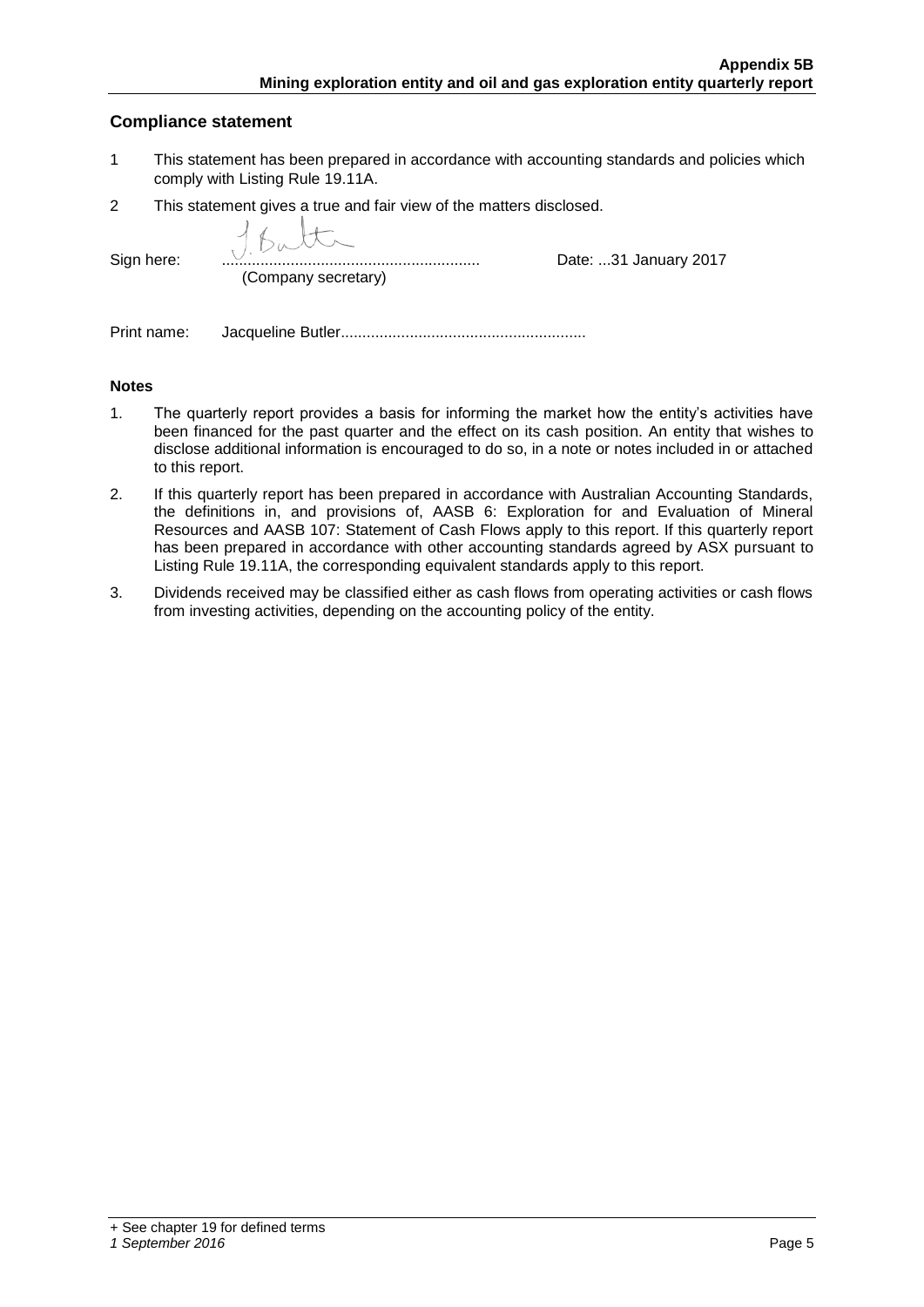## Compliance statement

1 This statement has been prepared in accordance with accounting standards and policies which comply with Listing Rule 19.11A.

2 This statement gives a true and fair view of the matters disclosed.

Sign here: ............................................................ Date: ...31 January 2017
(Company secretary)

Print name: Jacqueline Butler.........................................................

### Notes

1. The quarterly report provides a basis for informing the market how the entity's activities have been financed for the past quarter and the effect on its cash position. An entity that wishes to disclose additional information is encouraged to do so, in a note or notes included in or attached to this report.
2. If this quarterly report has been prepared in accordance with Australian Accounting Standards, the definitions in, and provisions of, AASB 6: Exploration for and Evaluation of Mineral Resources and AASB 107: Statement of Cash Flows apply to this report. If this quarterly report has been prepared in accordance with other accounting standards agreed by ASX pursuant to Listing Rule 19.11A, the corresponding equivalent standards apply to this report.
3. Dividends received may be classified either as cash flows from operating activities or cash flows from investing activities, depending on the accounting policy of the entity.